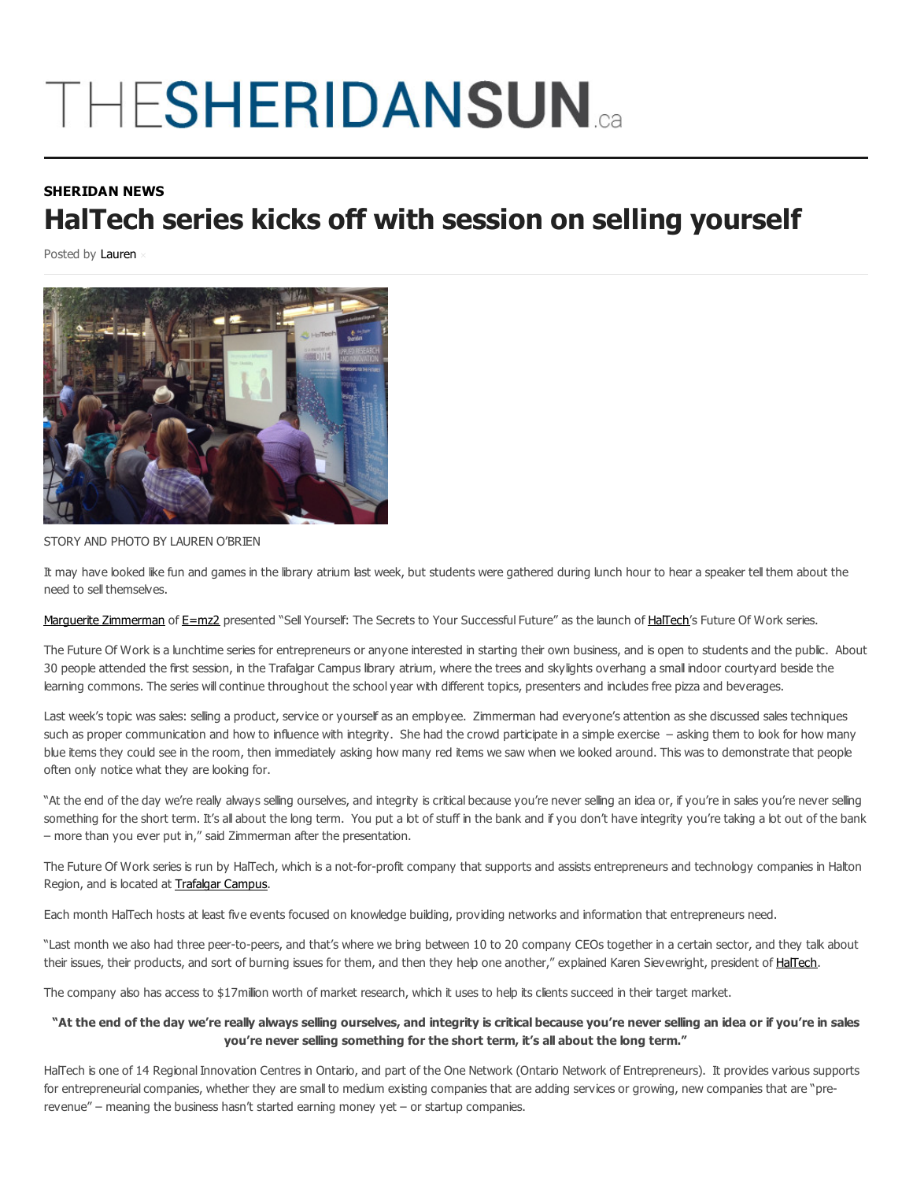# THESHERIDANSUN.ca

**SHERIDAN NEWS**

## HalTech series kicks off with session on selling yourself

Posted by Lauren

STORY AND PHOTO BY LAUREN O'BRIEN

It may have looked like fun and games in the library atrium last week, but students were gathered during lunch hour to hear a speaker tell them about the need to sell themselves.

Marguerite Zimmerman of E=mz2 presented "Sell Yourself: The Secrets to Your Successful Future" as the launch of HalTech's Future Of Work series.

The Future Of Work is a lunchtime series for entrepreneurs or anyone interested in starting their own business, and is open to students and the public. About 30 people attended the first session, in the Trafalgar Campus library atrium, where the trees and skylights overhang a small indoor courtyard beside the learning commons. The series will continue throughout the school year with different topics, presenters and includes free pizza and beverages.

Last week's topic was sales: selling a product, service or yourself as an employee. Zimmerman had everyone's attention as she discussed sales techniques such as proper communication and how to influence with integrity. She had the crowd participate in a simple exercise – asking them to look for how many blue items they could see in the room, then immediately asking how many red items we saw when we looked around. This was to demonstrate that people often only notice what they are looking for.

"At the end of the day we're really always selling ourselves, and integrity is critical because you're never selling an idea or, if you're in sales you're never selling something for the short term. It's all about the long term. You put a lot of stuff in the bank and if you don't have integrity you're taking a lot out of the bank – more than you ever put in," said Zimmerman after the presentation.

The Future Of Work series is run by HalTech, which is a not-for-profit company that supports and assists entrepreneurs and technology companies in Halton Region, and is located at Trafalgar Campus.

Each month HalTech hosts at least five events focused on knowledge building, providing networks and information that entrepreneurs need.

"Last month we also had three peer-to-peers, and that's where we bring between 10 to 20 company CEOs together in a certain sector, and they talk about their issues, their products, and sort of burning issues for them, and then they help one another," explained Karen Sievewright, president of HalTech.

The company also has access to $17million worth of market research, which it uses to help its clients succeed in their target market.

**"At the end of the day we're really always selling ourselves, and integrity is critical because you're never selling an idea or if you're in sales you're never selling something for the short term, it's all about the long term."**

HalTech is one of 14 Regional Innovation Centres in Ontario, and part of the One Network (Ontario Network of Entrepreneurs). It provides various supports for entrepreneurial companies, whether they are small to medium existing companies that are adding services or growing, new companies that are "pre-revenue" – meaning the business hasn't started earning money yet – or startup companies.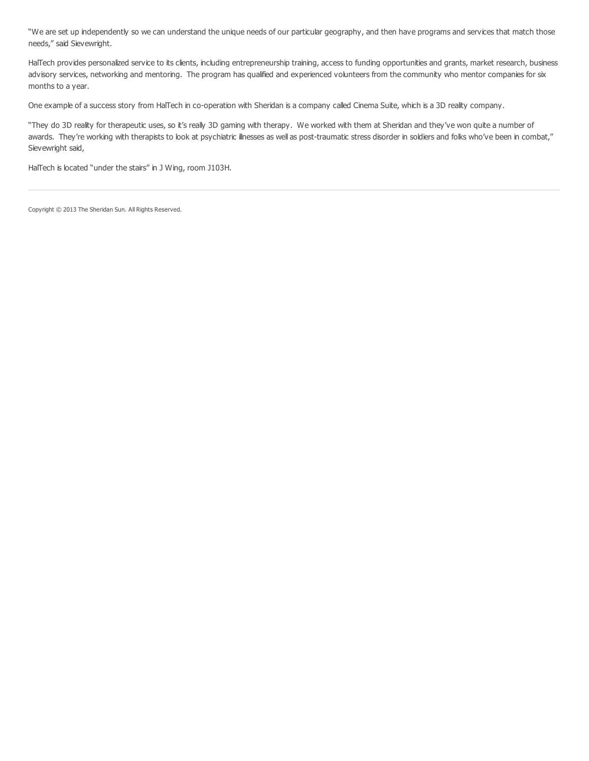"We are set up independently so we can understand the unique needs of our particular geography, and then have programs and services that match those needs," said Sievewright.

HalTech provides personalized service to its clients, including entrepreneurship training, access to funding opportunities and grants, market research, business advisory services, networking and mentoring. The program has qualified and experienced volunteers from the community who mentor companies for six months to a year.

One example of a success story from HalTech in co-operation with Sheridan is a company called Cinema Suite, which is a 3D reality company.

"They do 3D reality for therapeutic uses, so it's really 3D gaming with therapy. We worked with them at Sheridan and they've won quite a number of awards. They're working with therapists to look at psychiatric illnesses as well as post-traumatic stress disorder in soldiers and folks who've been in combat," Sievewright said,

HalTech is located "under the stairs" in J Wing, room J103H.

---

Copyright © 2013 The Sheridan Sun. All Rights Reserved.